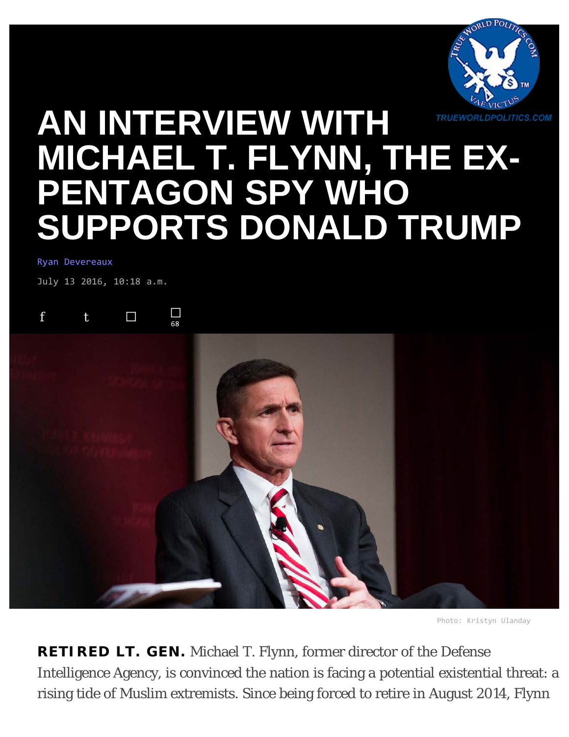# AN INTERVIEW WITH MICHAEL T. FLYNN, THE EX-PENTAGON SPY WHO SUPPORTS DONALD TRUMP

Ryan Devereaux

July 13 2016, 10:18 a.m.

Photo: Kristyn Ulanday

**RETIRED LT. GEN.** Michael T. Flynn, former director of the Defense Intelligence Agency, is convinced the nation is facing a potential existential threat: a rising tide of Muslim extremists. Since being forced to retire in August 2014, Flynn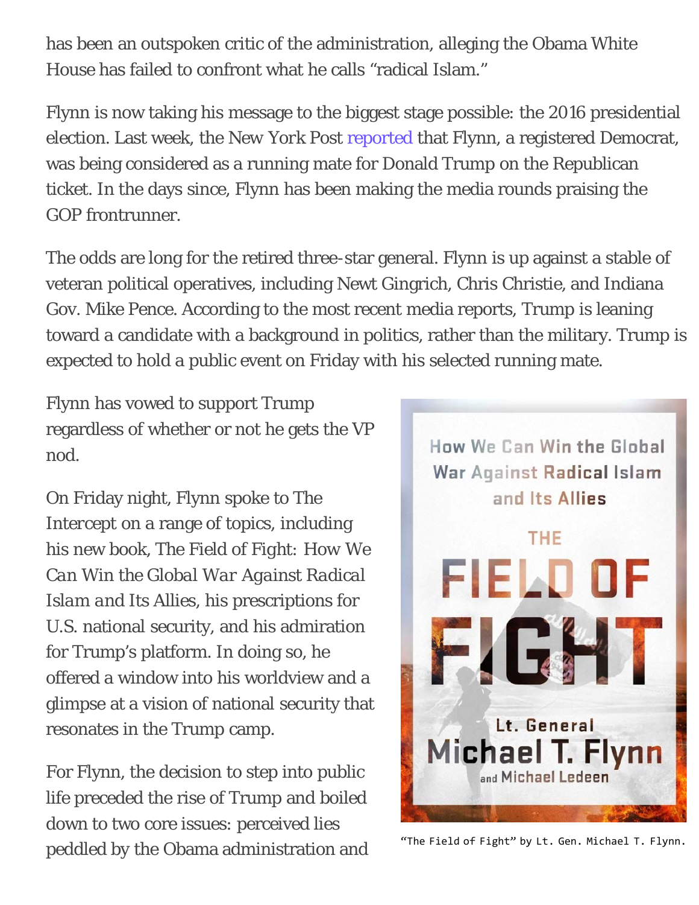has been an outspoken critic of the administration, alleging the Obama White House has failed to confront what he calls "radical Islam."

Flynn is now taking his message to the biggest stage possible: the 2016 presidential election. Last week, the New York Post reported that Flynn, a registered Democrat, was being considered as a running mate for Donald Trump on the Republican ticket. In the days since, Flynn has been making the media rounds praising the GOP frontrunner.

The odds are long for the retired three-star general. Flynn is up against a stable of veteran political operatives, including Newt Gingrich, Chris Christie, and Indiana Gov. Mike Pence. According to the most recent media reports, Trump is leaning toward a candidate with a background in politics, rather than the military. Trump is expected to hold a public event on Friday with his selected running mate.

Flynn has vowed to support Trump regardless of whether or not he gets the VP nod.

On Friday night, Flynn spoke to The Intercept on a range of topics, including his new book, The Field of Fight: How We Can Win the Global War Against Radical Islam and Its Allies, his prescriptions for U.S. national security, and his admiration for Trump's platform. In doing so, he offered a window into his worldview and a glimpse at a vision of national security that resonates in the Trump camp.

"The Field of Fight" by Lt. Gen. Michael T. Flynn.

For Flynn, the decision to step into public life preceded the rise of Trump and boiled down to two core issues: perceived lies peddled by the Obama administration and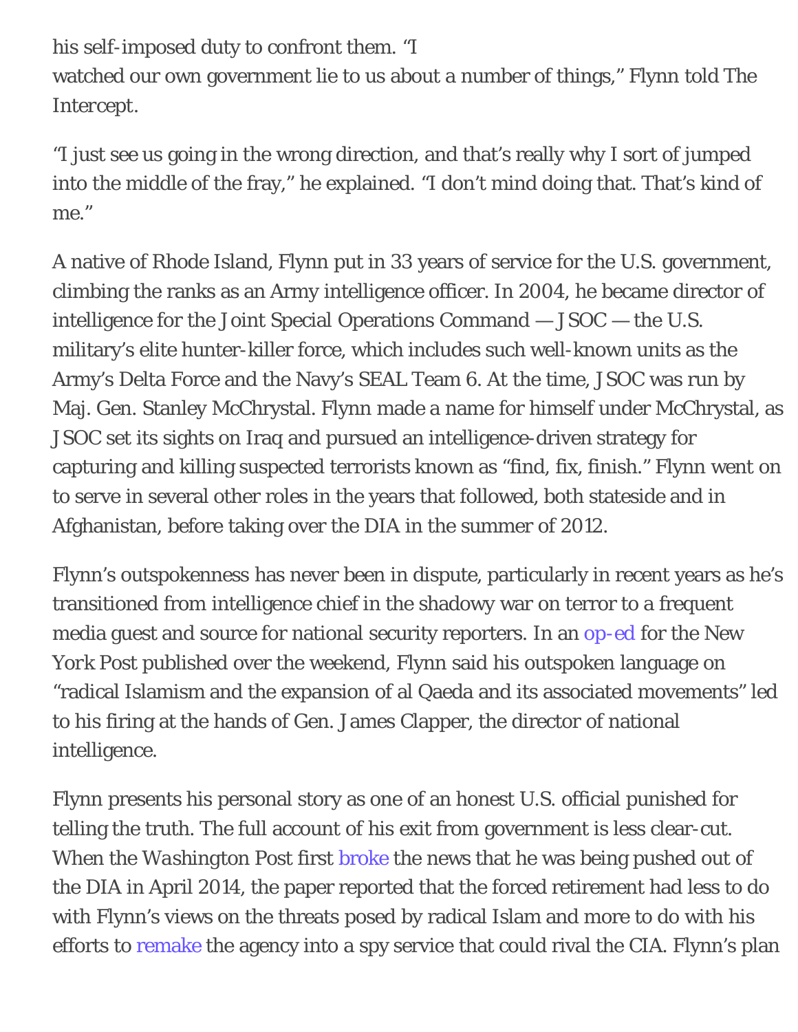his self-imposed duty to confront them. "I watched our own government lie to us about a number of things," Flynn told The Intercept.

"I just see us going in the wrong direction, and that's really why I sort of jumped into the middle of the fray," he explained. "I don't mind doing that. That's kind of me."

A native of Rhode Island, Flynn put in 33 years of service for the U.S. government, climbing the ranks as an Army intelligence officer. In 2004, he became director of intelligence for the Joint Special Operations Command — JSOC — the U.S. military's elite hunter-killer force, which includes such well-known units as the Army's Delta Force and the Navy's SEAL Team 6. At the time, JSOC was run by Maj. Gen. Stanley McChrystal. Flynn made a name for himself under McChrystal, as JSOC set its sights on Iraq and pursued an intelligence-driven strategy for capturing and killing suspected terrorists known as "find, fix, finish." Flynn went on to serve in several other roles in the years that followed, both stateside and in Afghanistan, before taking over the DIA in the summer of 2012.

Flynn's outspokenness has never been in dispute, particularly in recent years as he's transitioned from intelligence chief in the shadowy war on terror to a frequent media guest and source for national security reporters. In an op-ed for the New York Post published over the weekend, Flynn said his outspoken language on "radical Islamism and the expansion of al Qaeda and its associated movements" led to his firing at the hands of Gen. James Clapper, the director of national intelligence.

Flynn presents his personal story as one of an honest U.S. official punished for telling the truth. The full account of his exit from government is less clear-cut. When the *Washington Post* first broke the news that he was being pushed out of the DIA in April 2014, the paper reported that the forced retirement had less to do with Flynn's views on the threats posed by radical Islam and more to do with his efforts to remake the agency into a spy service that could rival the CIA. Flynn's plan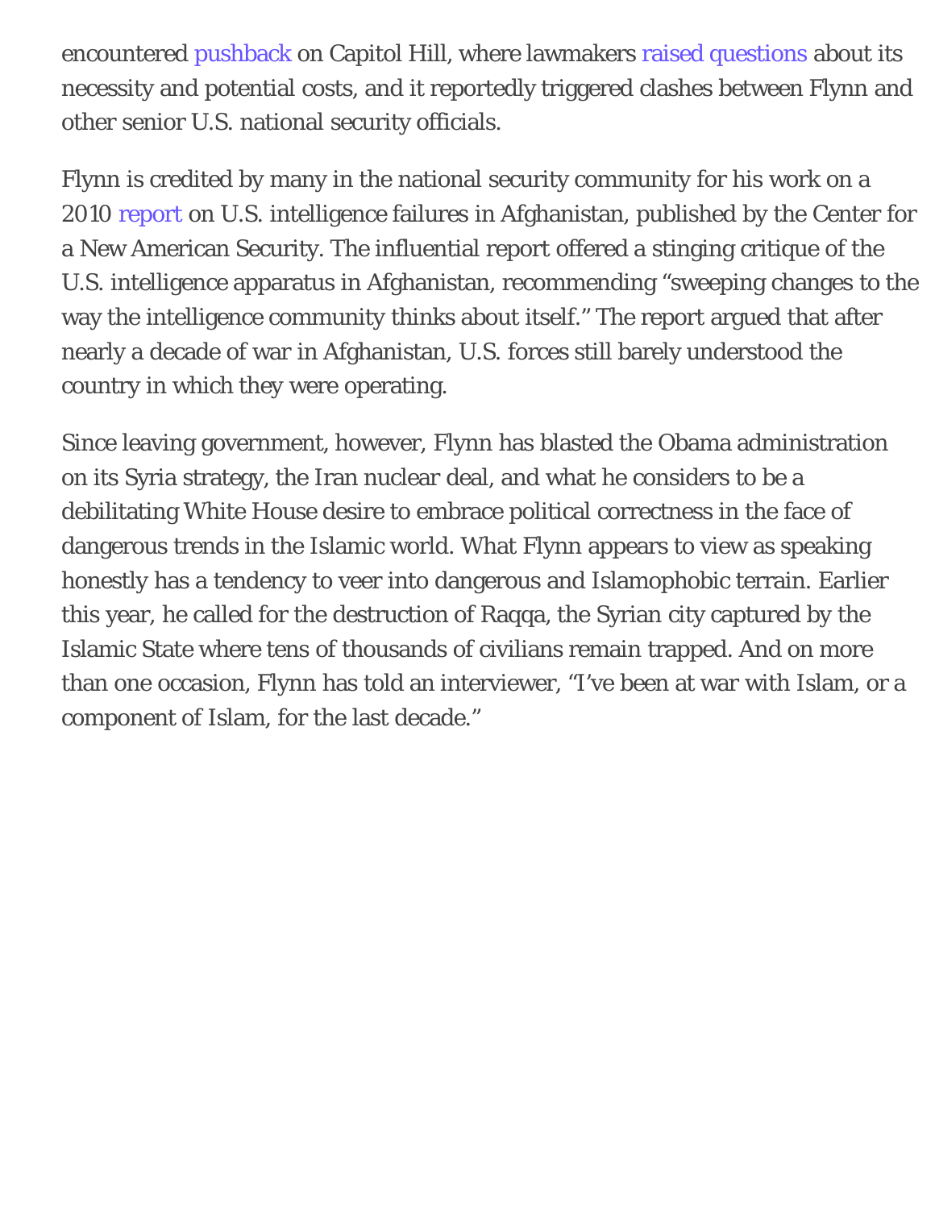encountered pushback on Capitol Hill, where lawmakers raised questions about its necessity and potential costs, and it reportedly triggered clashes between Flynn and other senior U.S. national security officials.

Flynn is credited by many in the national security community for his work on a 2010 report on U.S. intelligence failures in Afghanistan, published by the Center for a New American Security. The influential report offered a stinging critique of the U.S. intelligence apparatus in Afghanistan, recommending "sweeping changes to the way the intelligence community thinks about itself." The report argued that after nearly a decade of war in Afghanistan, U.S. forces still barely understood the country in which they were operating.

Since leaving government, however, Flynn has blasted the Obama administration on its Syria strategy, the Iran nuclear deal, and what he considers to be a debilitating White House desire to embrace political correctness in the face of dangerous trends in the Islamic world. What Flynn appears to view as speaking honestly has a tendency to veer into dangerous and Islamophobic terrain. Earlier this year, he called for the destruction of Raqqa, the Syrian city captured by the Islamic State where tens of thousands of civilians remain trapped. And on more than one occasion, Flynn has told an interviewer, "I've been at war with Islam, or a component of Islam, for the last decade."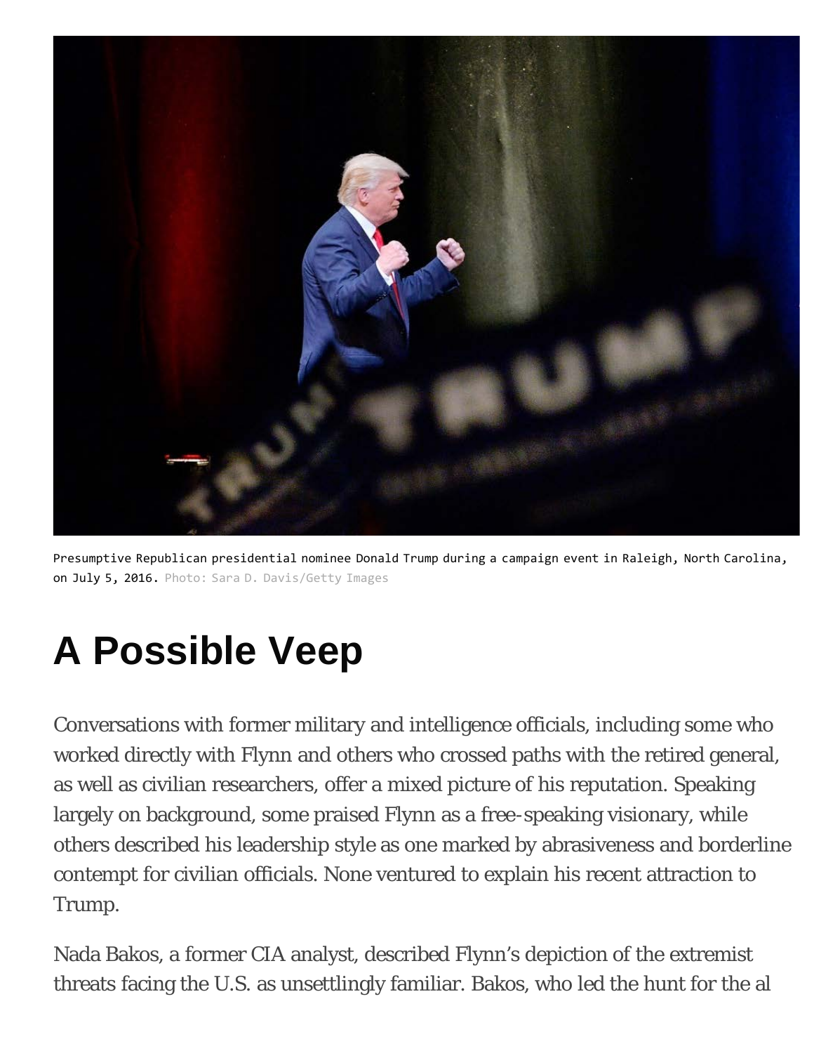Presumptive Republican presidential nominee Donald Trump during a campaign event in Raleigh, North Carolina, on July 5, 2016. Photo: Sara D. Davis/Getty Images

## A Possible Veep

Conversations with former military and intelligence officials, including some who worked directly with Flynn and others who crossed paths with the retired general, as well as civilian researchers, offer a mixed picture of his reputation. Speaking largely on background, some praised Flynn as a free-speaking visionary, while others described his leadership style as one marked by abrasiveness and borderline contempt for civilian officials. None ventured to explain his recent attraction to Trump.

Nada Bakos, a former CIA analyst, described Flynn's depiction of the extremist threats facing the U.S. as unsettlingly familiar. Bakos, who led the hunt for the al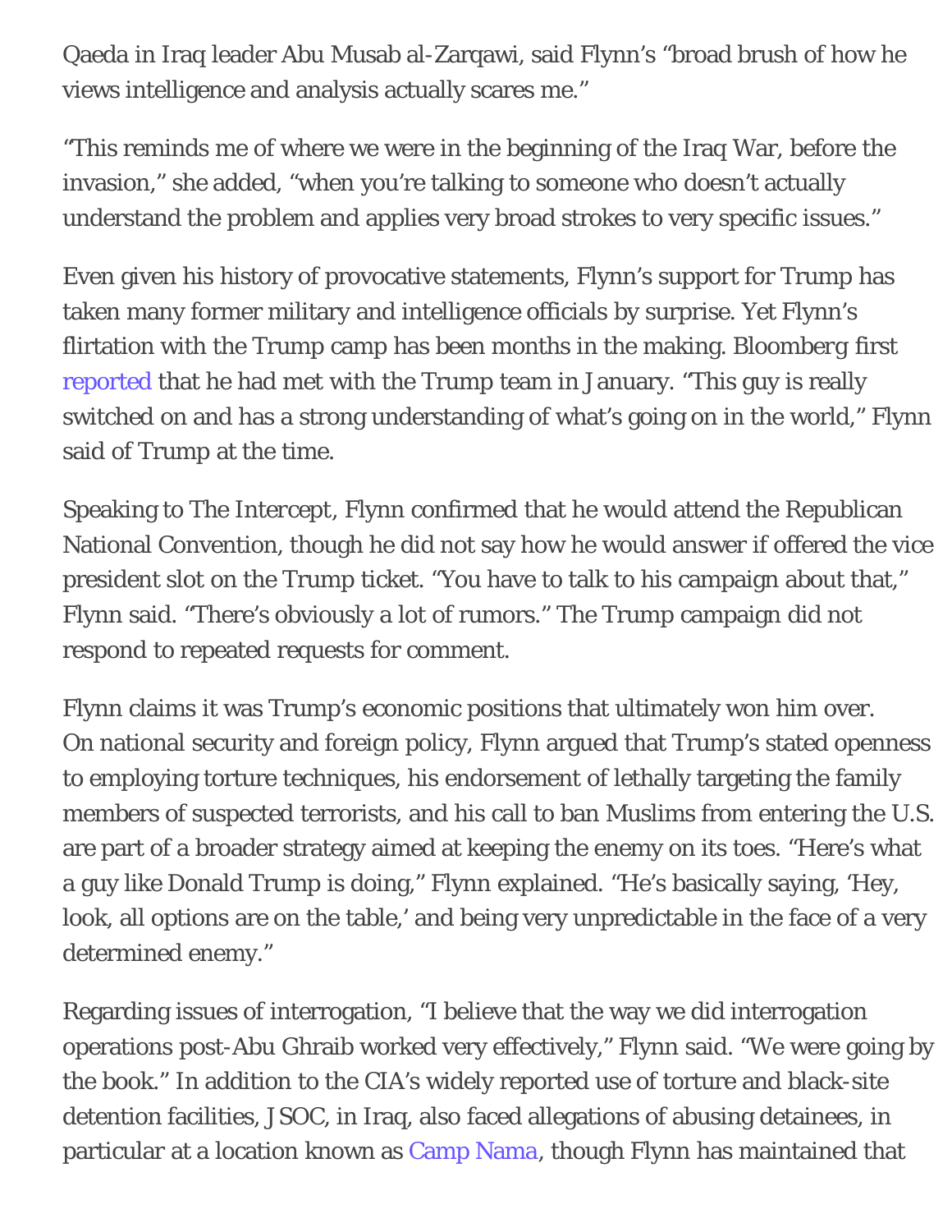Qaeda in Iraq leader Abu Musab al-Zarqawi, said Flynn's "broad brush of how he views intelligence and analysis actually scares me."

"This reminds me of where we were in the beginning of the Iraq War, before the invasion," she added, "when you're talking to someone who doesn't actually understand the problem and applies very broad strokes to very specific issues."

Even given his history of provocative statements, Flynn's support for Trump has taken many former military and intelligence officials by surprise. Yet Flynn's flirtation with the Trump camp has been months in the making. Bloomberg first reported that he had met with the Trump team in January. "This guy is really switched on and has a strong understanding of what's going on in the world," Flynn said of Trump at the time.

Speaking to The Intercept, Flynn confirmed that he would attend the Republican National Convention, though he did not say how he would answer if offered the vice president slot on the Trump ticket. "You have to talk to his campaign about that," Flynn said. "There's obviously a lot of rumors." The Trump campaign did not respond to repeated requests for comment.

Flynn claims it was Trump's economic positions that ultimately won him over. On national security and foreign policy, Flynn argued that Trump's stated openness to employing torture techniques, his endorsement of lethally targeting the family members of suspected terrorists, and his call to ban Muslims from entering the U.S. are part of a broader strategy aimed at keeping the enemy on its toes. "Here's what a guy like Donald Trump is doing," Flynn explained. "He's basically saying, 'Hey, look, all options are on the table,' and being very unpredictable in the face of a very determined enemy."

Regarding issues of interrogation, "I believe that the way we did interrogation operations post-Abu Ghraib worked very effectively," Flynn said. "We were going by the book." In addition to the CIA's widely reported use of torture and black-site detention facilities, JSOC, in Iraq, also faced allegations of abusing detainees, in particular at a location known as Camp Nama, though Flynn has maintained that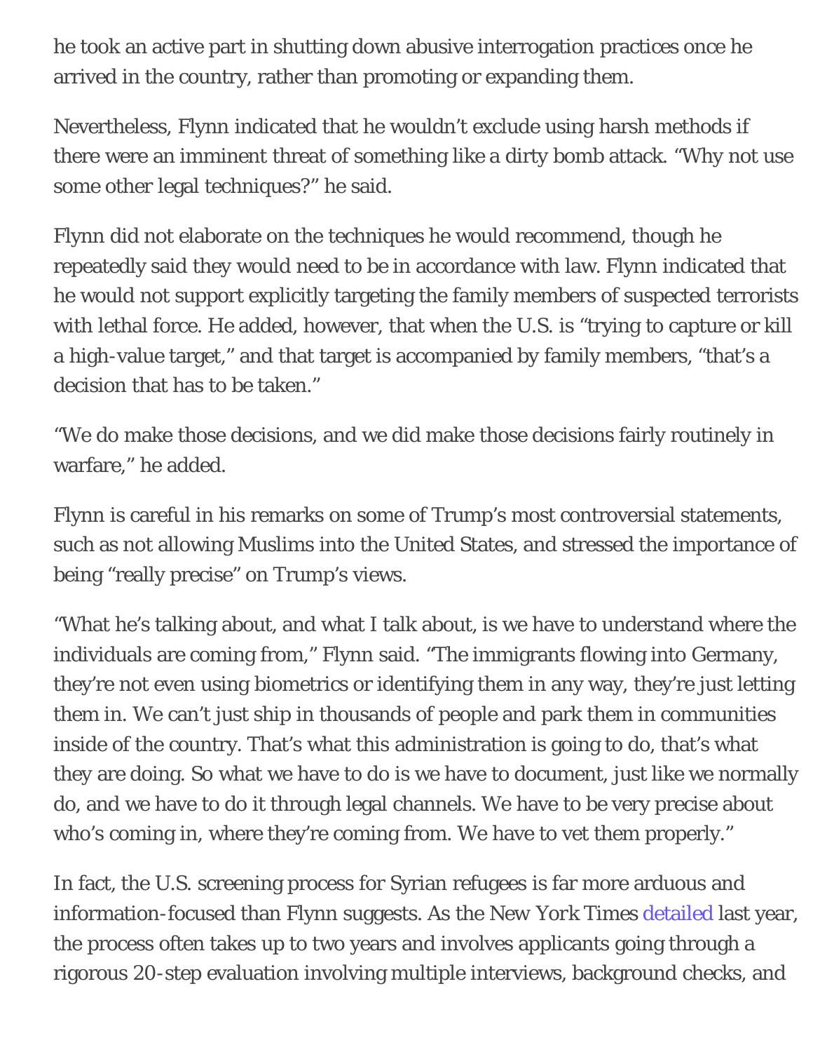he took an active part in shutting down abusive interrogation practices once he arrived in the country, rather than promoting or expanding them.

Nevertheless, Flynn indicated that he wouldn't exclude using harsh methods if there were an imminent threat of something like a dirty bomb attack. "Why not use some other legal techniques?" he said.

Flynn did not elaborate on the techniques he would recommend, though he repeatedly said they would need to be in accordance with law. Flynn indicated that he would not support explicitly targeting the family members of suspected terrorists with lethal force. He added, however, that when the U.S. is "trying to capture or kill a high-value target," and that target is accompanied by family members, "that's a decision that has to be taken."

"We do make those decisions, and we did make those decisions fairly routinely in warfare," he added.

Flynn is careful in his remarks on some of Trump's most controversial statements, such as not allowing Muslims into the United States, and stressed the importance of being "really precise" on Trump's views.

"What he's talking about, and what I talk about, is we have to understand where the individuals are coming from," Flynn said. "The immigrants flowing into Germany, they're not even using biometrics or identifying them in any way, they're just letting them in. We can't just ship in thousands of people and park them in communities inside of the country. That's what this administration is going to do, that's what they are doing. So what we have to do is we have to document, just like we normally do, and we have to do it through legal channels. We have to be very precise about who's coming in, where they're coming from. We have to vet them properly."

In fact, the U.S. screening process for Syrian refugees is far more arduous and information-focused than Flynn suggests. As the New York Times detailed last year, the process often takes up to two years and involves applicants going through a rigorous 20-step evaluation involving multiple interviews, background checks, and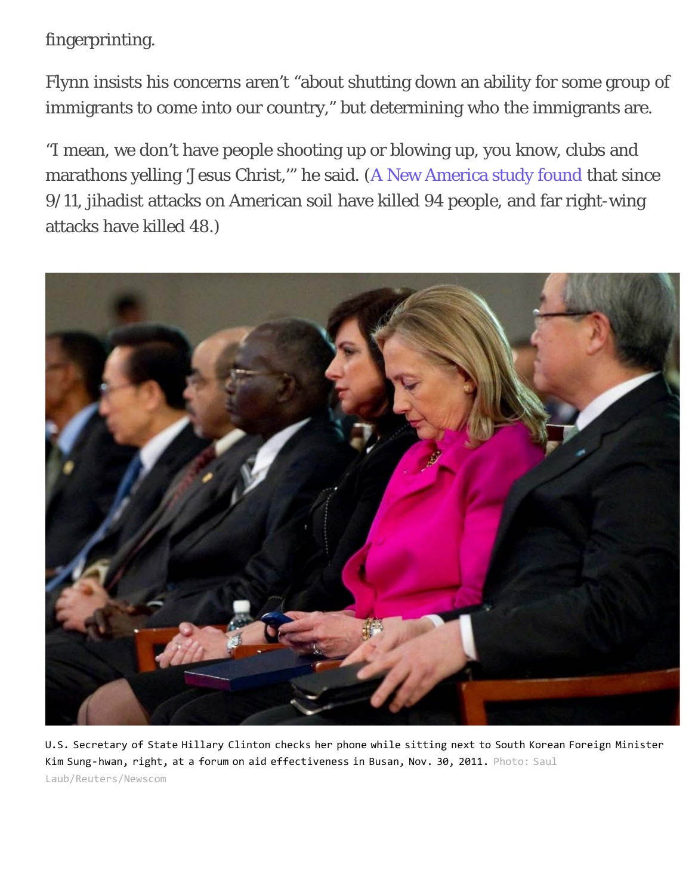fingerprinting.

Flynn insists his concerns aren't "about shutting down an ability for some group of immigrants to come into our country," but determining who the immigrants are.

"I mean, we don't have people shooting up or blowing up, you know, clubs and marathons yelling 'Jesus Christ,'" he said. (A New America study found that since 9/11, jihadist attacks on American soil have killed 94 people, and far right-wing attacks have killed 48.)

U.S. Secretary of State Hillary Clinton checks her phone while sitting next to South Korean Foreign Minister Kim Sung-hwan, right, at a forum on aid effectiveness in Busan, Nov. 30, 2011. Photo: Saul Laub/Reuters/Newscom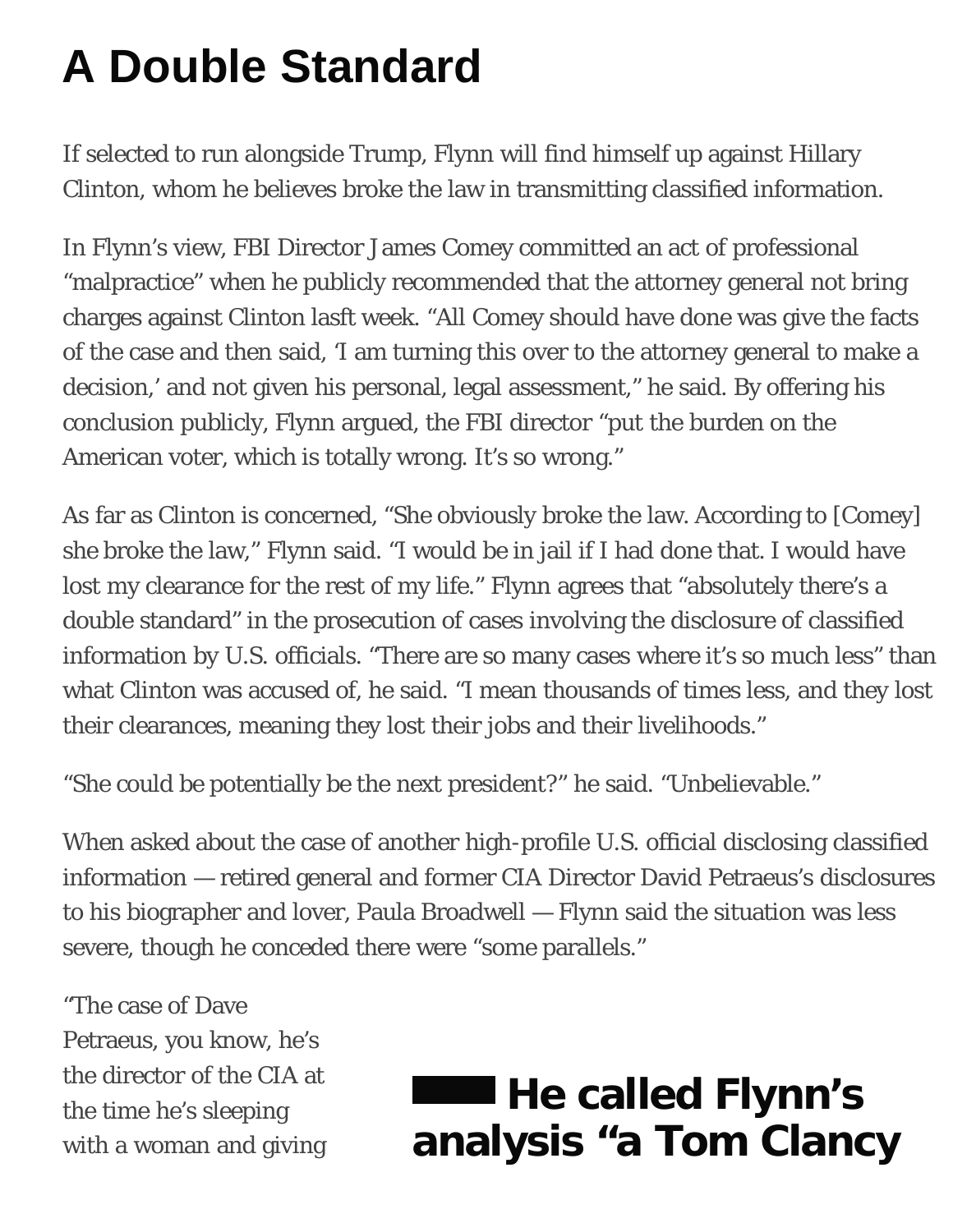# A Double Standard

If selected to run alongside Trump, Flynn will find himself up against Hillary Clinton, whom he believes broke the law in transmitting classified information.

In Flynn's view, FBI Director James Comey committed an act of professional "malpractice" when he publicly recommended that the attorney general not bring charges against Clinton lasft week. "All Comey should have done was give the facts of the case and then said, 'I am turning this over to the attorney general to make a decision,' and not given his personal, legal assessment," he said. By offering his conclusion publicly, Flynn argued, the FBI director "put the burden on the American voter, which is totally wrong. It's so wrong."

As far as Clinton is concerned, "She obviously broke the law. According to [Comey] she broke the law," Flynn said. "I would be in jail if I had done that. I would have lost my clearance for the rest of my life." Flynn agrees that "absolutely there's a double standard" in the prosecution of cases involving the disclosure of classified information by U.S. officials. "There are so many cases where it's so much less" than what Clinton was accused of, he said. "I mean thousands of times less, and they lost their clearances, meaning they lost their jobs and their livelihoods."

"She could be potentially be the next president?" he said. "Unbelievable."

When asked about the case of another high-profile U.S. official disclosing classified information — retired general and former CIA Director David Petraeus's disclosures to his biographer and lover, Paula Broadwell — Flynn said the situation was less severe, though he conceded there were "some parallels."

"The case of Dave Petraeus, you know, he's the director of the CIA at the time he's sleeping with a woman and giving

**He called Flynn's analysis "a Tom Clancy**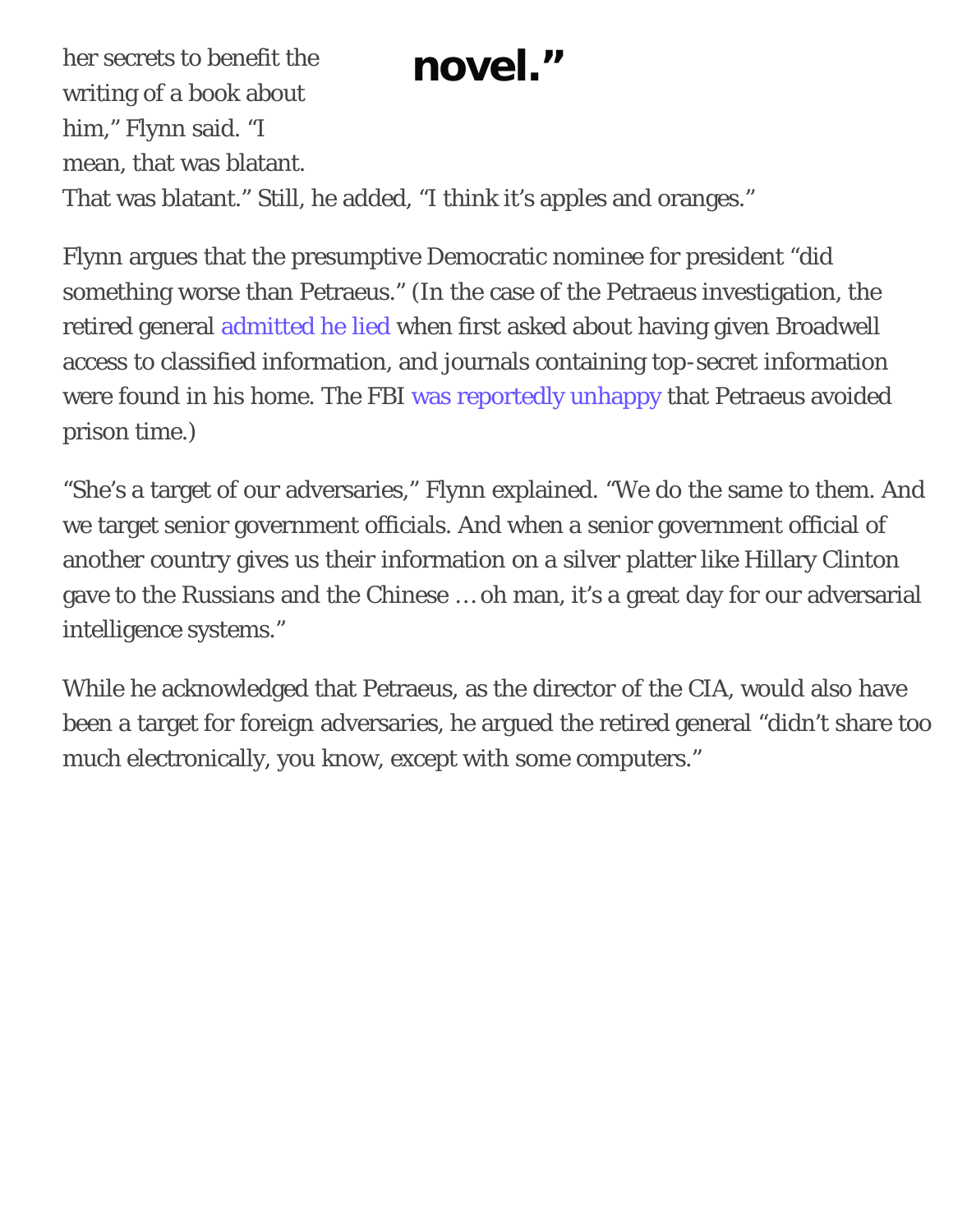her secrets to benefit the writing of a book about him," Flynn said. "I mean, that was blatant. That was blatant." Still, he added, "I think it's apples and oranges."

**novel."**

Flynn argues that the presumptive Democratic nominee for president "did something worse than Petraeus." (In the case of the Petraeus investigation, the retired general admitted he lied when first asked about having given Broadwell access to classified information, and journals containing top-secret information were found in his home. The FBI was reportedly unhappy that Petraeus avoided prison time.)

"She's a target of our adversaries," Flynn explained. "We do the same to them. And we target senior government officials. And when a senior government official of another country gives us their information on a silver platter like Hillary Clinton gave to the Russians and the Chinese … oh man, it's a great day for our adversarial intelligence systems."

While he acknowledged that Petraeus, as the director of the CIA, would also have been a target for foreign adversaries, he argued the retired general "didn't share too much electronically, you know, except with some computers."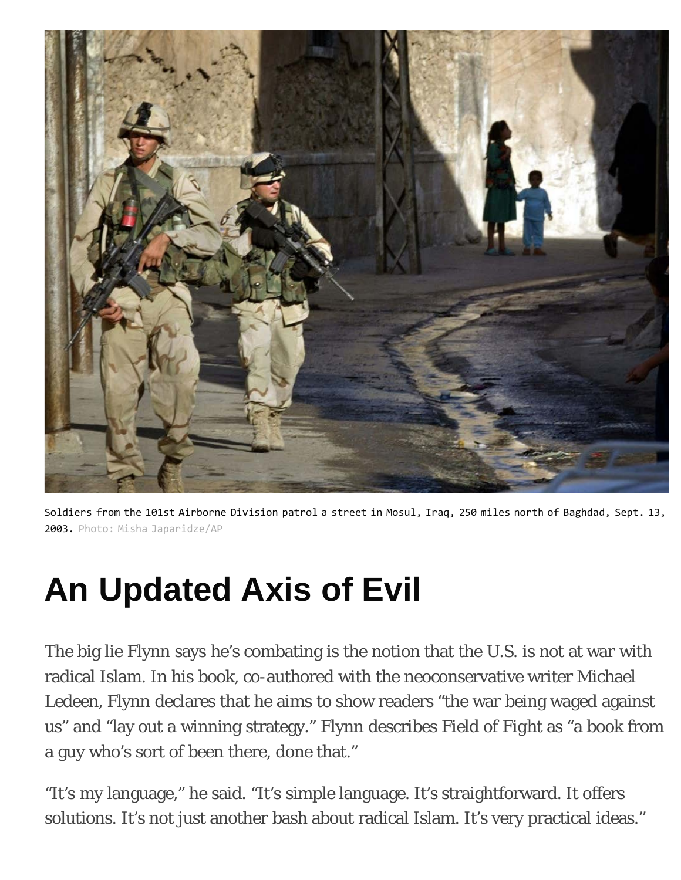Soldiers from the 101st Airborne Division patrol a street in Mosul, Iraq, 250 miles north of Baghdad, Sept. 13, 2003. Photo: Misha Japaridze/AP

# An Updated Axis of Evil

The big lie Flynn says he's combating is the notion that the U.S. is not at war with radical Islam. In his book, co-authored with the neoconservative writer Michael Ledeen, Flynn declares that he aims to show readers "the war being waged against us" and "lay out a winning strategy." Flynn describes Field of Fight as "a book from a guy who's sort of been there, done that."

"It's my language," he said. "It's simple language. It's straightforward. It offers solutions. It's not just another bash about radical Islam. It's very practical ideas."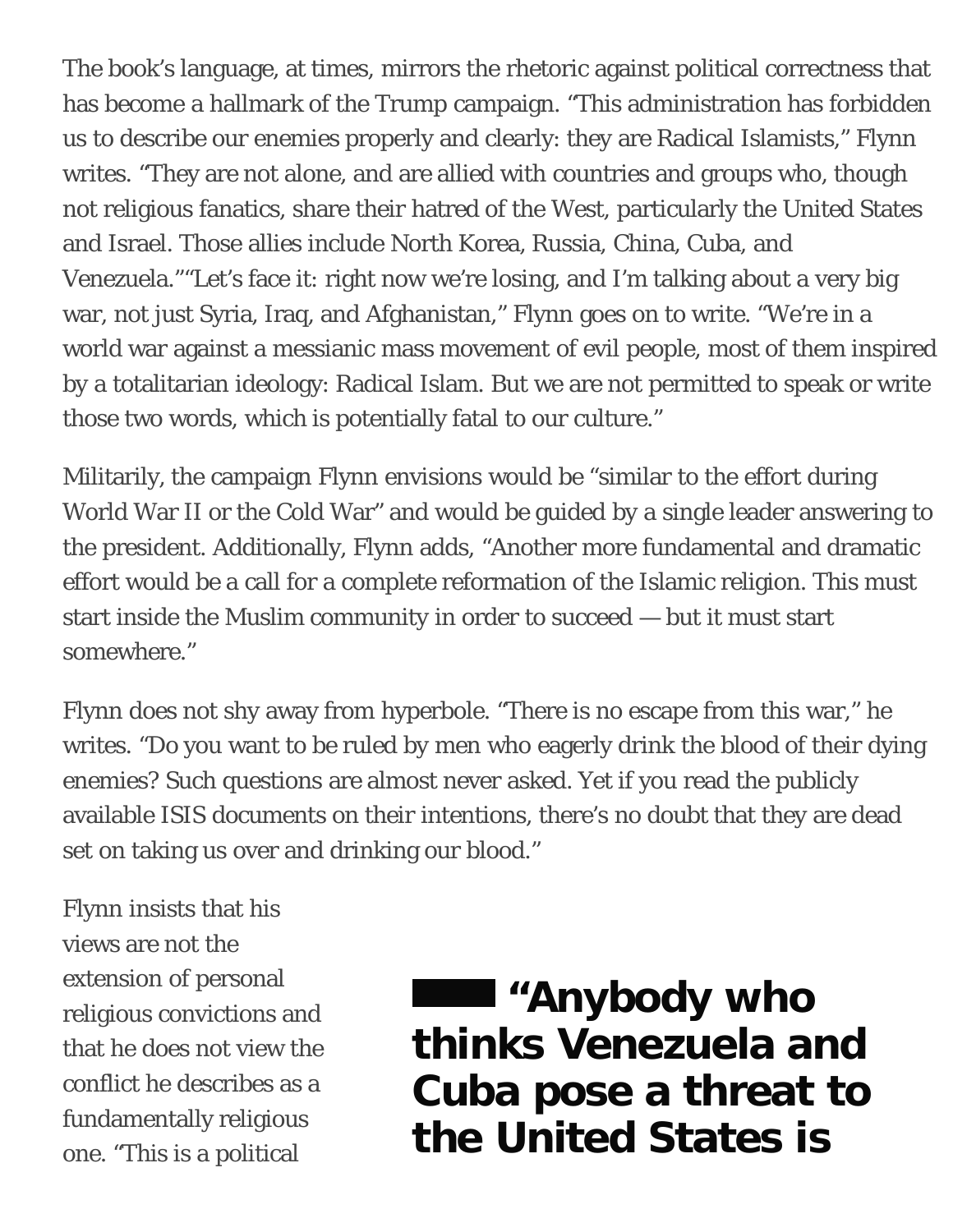The book's language, at times, mirrors the rhetoric against political correctness that has become a hallmark of the Trump campaign. "This administration has forbidden us to describe our enemies properly and clearly: they are Radical Islamists," Flynn writes. "They are not alone, and are allied with countries and groups who, though not religious fanatics, share their hatred of the West, particularly the United States and Israel. Those allies include North Korea, Russia, China, Cuba, and Venezuela.""Let's face it: right now we're losing, and I'm talking about a very big war, not just Syria, Iraq, and Afghanistan," Flynn goes on to write. "We're in a world war against a messianic mass movement of evil people, most of them inspired by a totalitarian ideology: Radical Islam. But we are not permitted to speak or write those two words, which is potentially fatal to our culture."

Militarily, the campaign Flynn envisions would be "similar to the effort during World War II or the Cold War" and would be guided by a single leader answering to the president. Additionally, Flynn adds, "Another more fundamental and dramatic effort would be a call for a complete reformation of the Islamic religion. This must start inside the Muslim community in order to succeed — but it must start somewhere."

Flynn does not shy away from hyperbole. "There is no escape from this war," he writes. "Do you want to be ruled by men who eagerly drink the blood of their dying enemies? Such questions are almost never asked. Yet if you read the publicly available ISIS documents on their intentions, there's no doubt that they are dead set on taking us over and drinking our blood."

Flynn insists that his views are not the extension of personal religious convictions and that he does not view the conflict he describes as a fundamentally religious one. "This is a political

**"Anybody who thinks Venezuela and Cuba pose a threat to the United States is**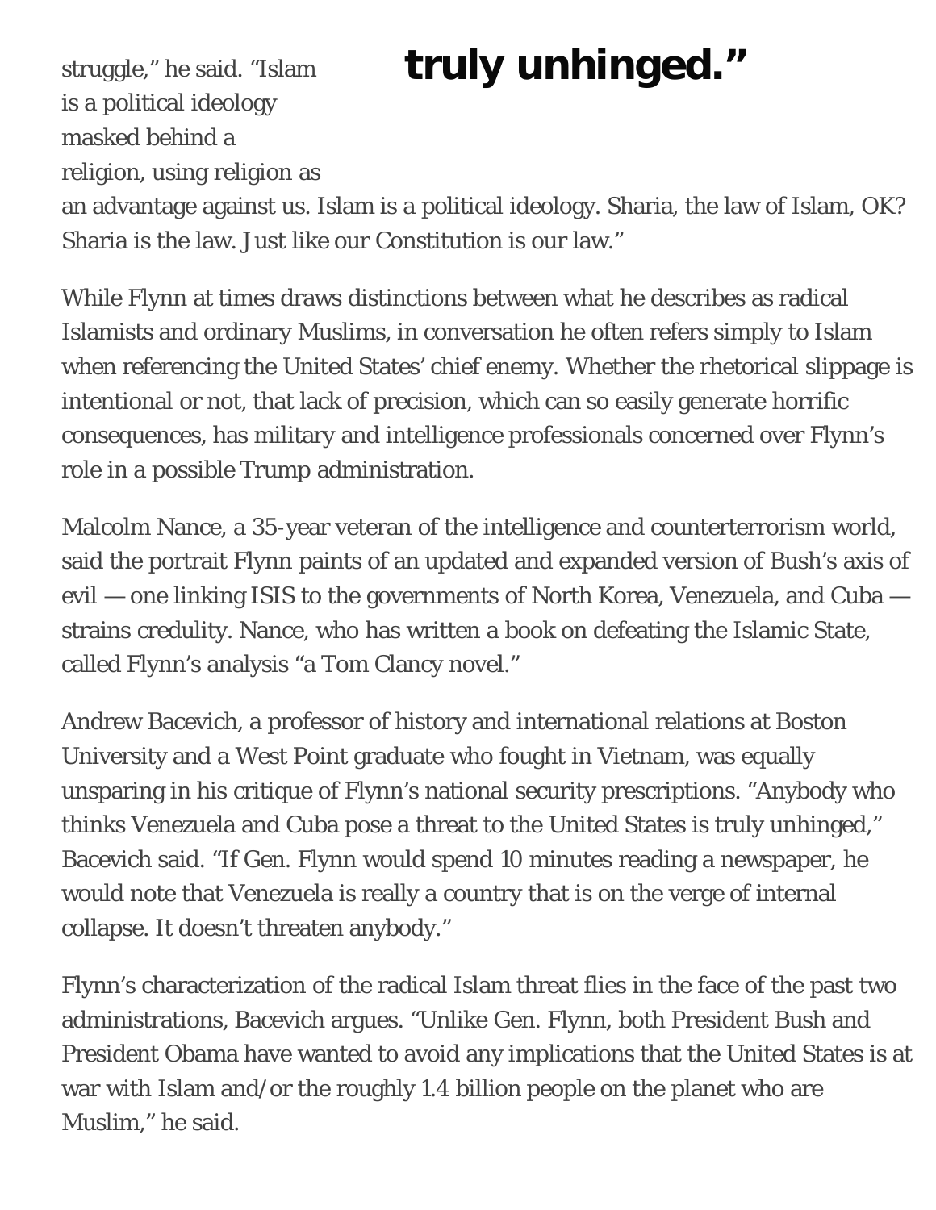struggle," he said. "Islam is a political ideology masked behind a religion, using religion as an advantage against us. Islam is a political ideology. Sharia, the law of Islam, OK? Sharia is the law. Just like our Constitution is our law."

> **truly unhinged."**

While Flynn at times draws distinctions between what he describes as radical Islamists and ordinary Muslims, in conversation he often refers simply to Islam when referencing the United States' chief enemy. Whether the rhetorical slippage is intentional or not, that lack of precision, which can so easily generate horrific consequences, has military and intelligence professionals concerned over Flynn's role in a possible Trump administration.

Malcolm Nance, a 35-year veteran of the intelligence and counterterrorism world, said the portrait Flynn paints of an updated and expanded version of Bush's axis of evil — one linking ISIS to the governments of North Korea, Venezuela, and Cuba — strains credulity. Nance, who has written a book on defeating the Islamic State, called Flynn's analysis "a Tom Clancy novel."

Andrew Bacevich, a professor of history and international relations at Boston University and a West Point graduate who fought in Vietnam, was equally unsparing in his critique of Flynn's national security prescriptions. "Anybody who thinks Venezuela and Cuba pose a threat to the United States is truly unhinged," Bacevich said. "If Gen. Flynn would spend 10 minutes reading a newspaper, he would note that Venezuela is really a country that is on the verge of internal collapse. It doesn't threaten anybody."

Flynn's characterization of the radical Islam threat flies in the face of the past two administrations, Bacevich argues. "Unlike Gen. Flynn, both President Bush and President Obama have wanted to avoid any implications that the United States is at war with Islam and/or the roughly 1.4 billion people on the planet who are Muslim," he said.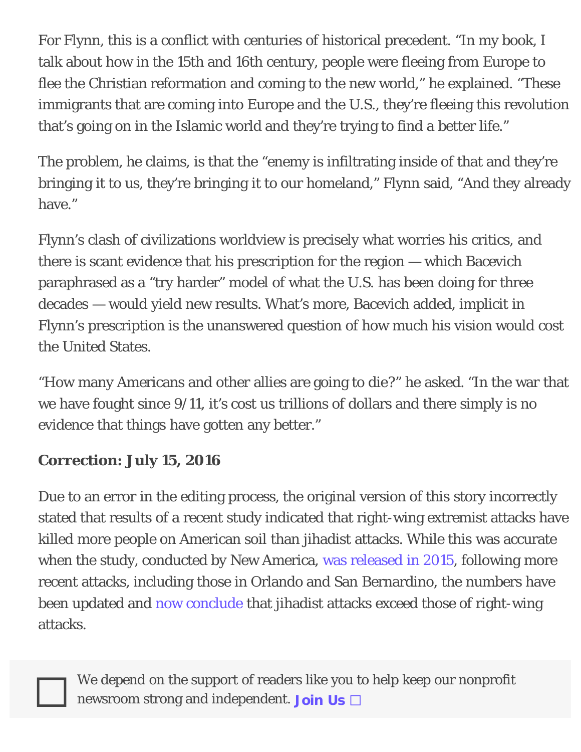For Flynn, this is a conflict with centuries of historical precedent. "In my book, I talk about how in the 15th and 16th century, people were fleeing from Europe to flee the Christian reformation and coming to the new world," he explained. "These immigrants that are coming into Europe and the U.S., they're fleeing this revolution that's going on in the Islamic world and they're trying to find a better life."

The problem, he claims, is that the "enemy is infiltrating inside of that and they're bringing it to us, they're bringing it to our homeland," Flynn said, "And they already have."

Flynn's clash of civilizations worldview is precisely what worries his critics, and there is scant evidence that his prescription for the region — which Bacevich paraphrased as a "try harder" model of what the U.S. has been doing for three decades — would yield new results. What's more, Bacevich added, implicit in Flynn's prescription is the unanswered question of how much his vision would cost the United States.

"How many Americans and other allies are going to die?" he asked. "In the war that we have fought since 9/11, it's cost us trillions of dollars and there simply is no evidence that things have gotten any better."

**Correction: July 15, 2016**

Due to an error in the editing process, the original version of this story incorrectly stated that results of a recent study indicated that right-wing extremist attacks have killed more people on American soil than jihadist attacks. While this was accurate when the study, conducted by New America, was released in 2015, following more recent attacks, including those in Orlando and San Bernardino, the numbers have been updated and now conclude that jihadist attacks exceed those of right-wing attacks.

We depend on the support of readers like you to help keep our nonprofit newsroom strong and independent. **Join Us**